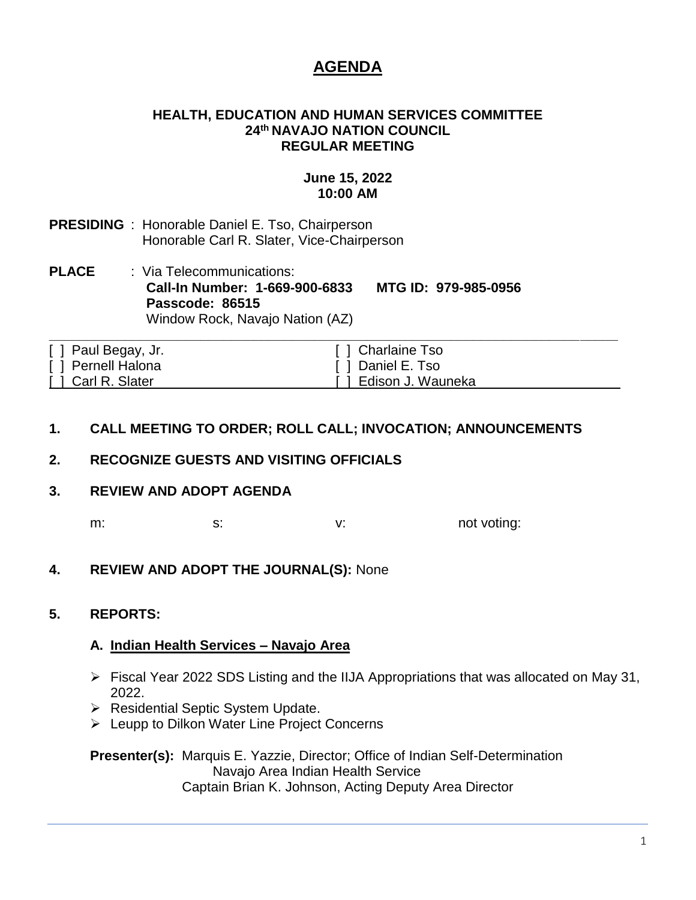# AGENDA

**HEALTH, EDUCATION AND HUMAN SERVICES COMMITTEE**
**24th NAVAJO NATION COUNCIL**
**REGULAR MEETING**

**June 15, 2022**
**10:00 AM**

**PRESIDING** : Honorable Daniel E. Tso, Chairperson
Honorable Carl R. Slater, Vice-Chairperson

**PLACE** : Via Telecommunications:
**Call-In Number: 1-669-900-6833 MTG ID: 979-985-0956**
**Passcode: 86515**
Window Rock, Navajo Nation (AZ)

| | |
|---|---|
| [ ] Paul Begay, Jr. | [ ] Charlaine Tso |
| [ ] Pernell Halona | [ ] Daniel E. Tso |
| [ ] Carl R. Slater | [ ] Edison J. Wauneka |

**1. CALL MEETING TO ORDER; ROLL CALL; INVOCATION; ANNOUNCEMENTS**

**2. RECOGNIZE GUESTS AND VISITING OFFICIALS**

**3. REVIEW AND ADOPT AGENDA**

m: s: v: not voting:

**4. REVIEW AND ADOPT THE JOURNAL(S):** None

**5. REPORTS:**

**A. Indian Health Services – Navajo Area**

- Fiscal Year 2022 SDS Listing and the IIJA Appropriations that was allocated on May 31, 2022.
- Residential Septic System Update.
- Leupp to Dilkon Water Line Project Concerns

**Presenter(s):** Marquis E. Yazzie, Director; Office of Indian Self-Determination
Navajo Area Indian Health Service
Captain Brian K. Johnson, Acting Deputy Area Director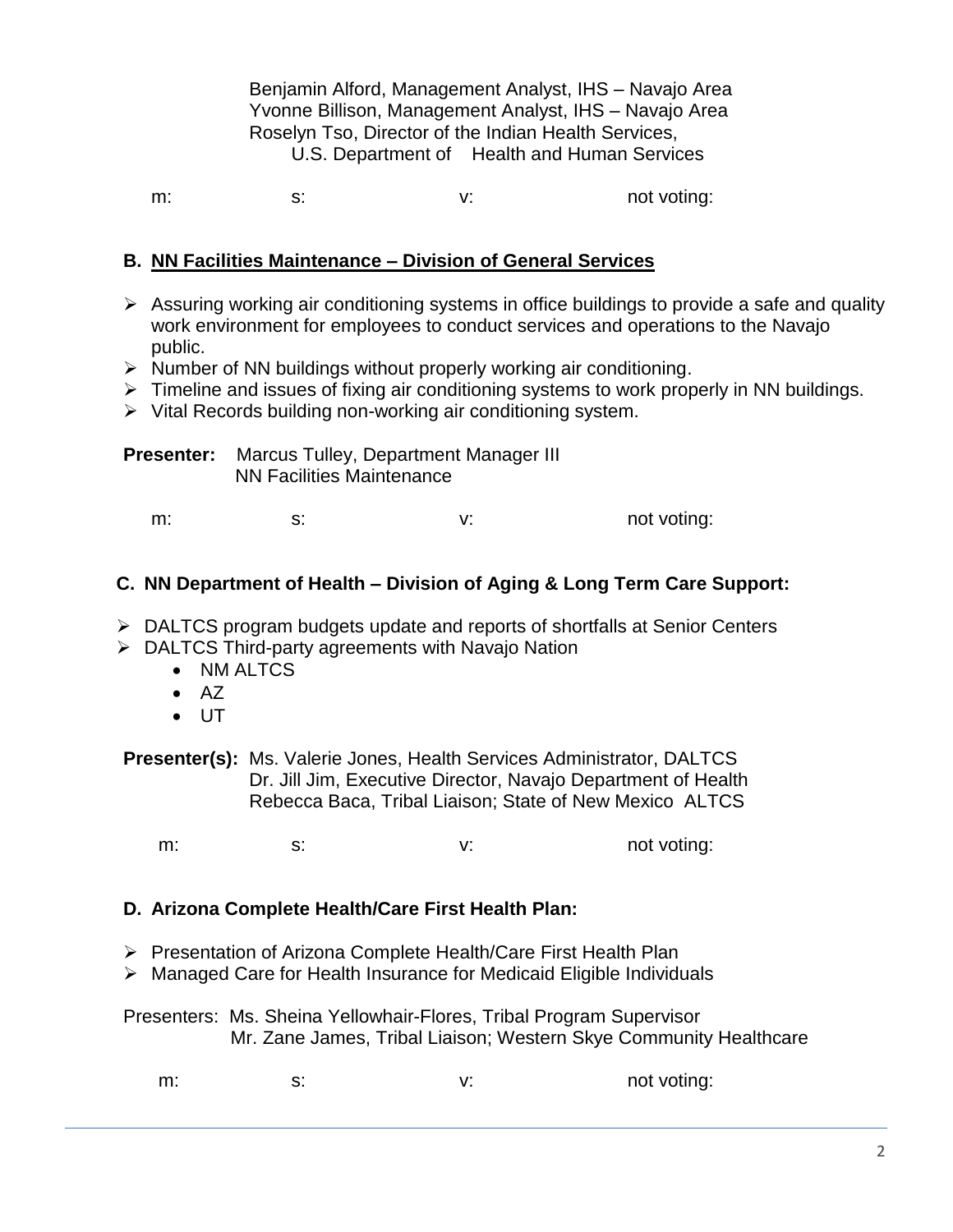Benjamin Alford, Management Analyst, IHS – Navajo Area
Yvonne Billison, Management Analyst, IHS – Navajo Area
Roselyn Tso, Director of the Indian Health Services,
U.S. Department of Health and Human Services

m: s: v: not voting:

### B. NN Facilities Maintenance – Division of General Services

- Assuring working air conditioning systems in office buildings to provide a safe and quality work environment for employees to conduct services and operations to the Navajo public.
- Number of NN buildings without properly working air conditioning.
- Timeline and issues of fixing air conditioning systems to work properly in NN buildings.
- Vital Records building non-working air conditioning system.

**Presenter:** Marcus Tulley, Department Manager III
NN Facilities Maintenance

m: s: v: not voting:

### C. NN Department of Health – Division of Aging & Long Term Care Support:

- DALTCS program budgets update and reports of shortfalls at Senior Centers
- DALTCS Third-party agreements with Navajo Nation
  - NM ALTCS
  - AZ
  - UT

**Presenter(s):** Ms. Valerie Jones, Health Services Administrator, DALTCS
Dr. Jill Jim, Executive Director, Navajo Department of Health
Rebecca Baca, Tribal Liaison; State of New Mexico ALTCS

m: s: v: not voting:

### D. Arizona Complete Health/Care First Health Plan:

- Presentation of Arizona Complete Health/Care First Health Plan
- Managed Care for Health Insurance for Medicaid Eligible Individuals

Presenters: Ms. Sheina Yellowhair-Flores, Tribal Program Supervisor
Mr. Zane James, Tribal Liaison; Western Skye Community Healthcare

m: s: v: not voting: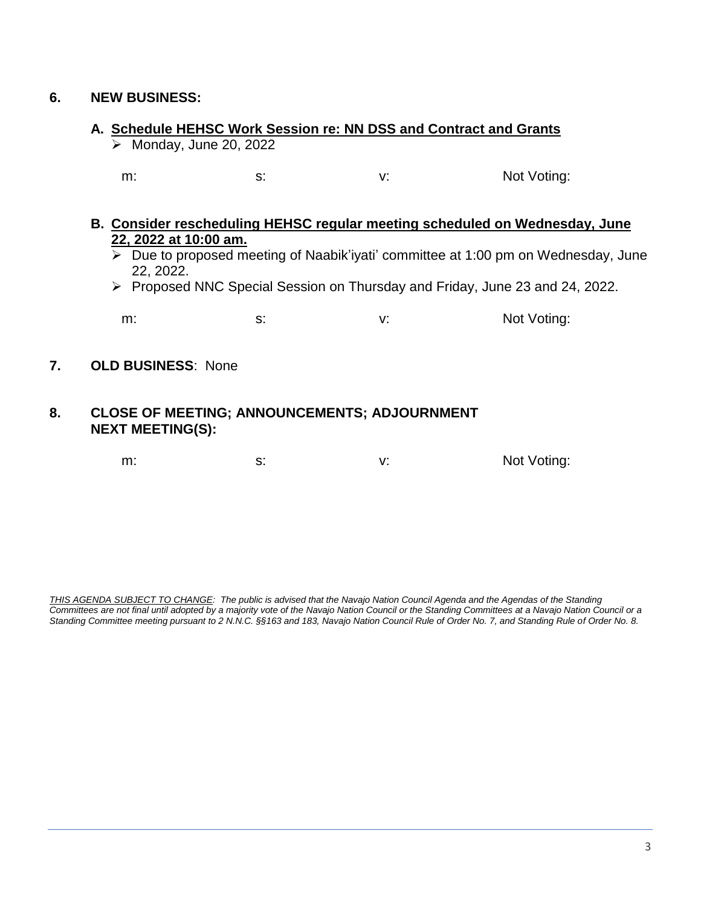**6. NEW BUSINESS:**

**A. <u>Schedule HEHSC Work Session re: NN DSS and Contract and Grants</u>**

- Monday, June 20, 2022

m: s: v: Not Voting:

**B. <u>Consider rescheduling HEHSC regular meeting scheduled on Wednesday, June 22, 2022 at 10:00 am.</u>**

- Due to proposed meeting of Naabik'iyati' committee at 1:00 pm on Wednesday, June 22, 2022.
- Proposed NNC Special Session on Thursday and Friday, June 23 and 24, 2022.

m: s: v: Not Voting:

**7. OLD BUSINESS**: None

**8. CLOSE OF MEETING; ANNOUNCEMENTS; ADJOURNMENT NEXT MEETING(S):**

m: s: v: Not Voting:

*<u>THIS AGENDA SUBJECT TO CHANGE</u>: The public is advised that the Navajo Nation Council Agenda and the Agendas of the Standing Committees are not final until adopted by a majority vote of the Navajo Nation Council or the Standing Committees at a Navajo Nation Council or a Standing Committee meeting pursuant to 2 N.N.C. §§163 and 183, Navajo Nation Council Rule of Order No. 7, and Standing Rule of Order No. 8.*